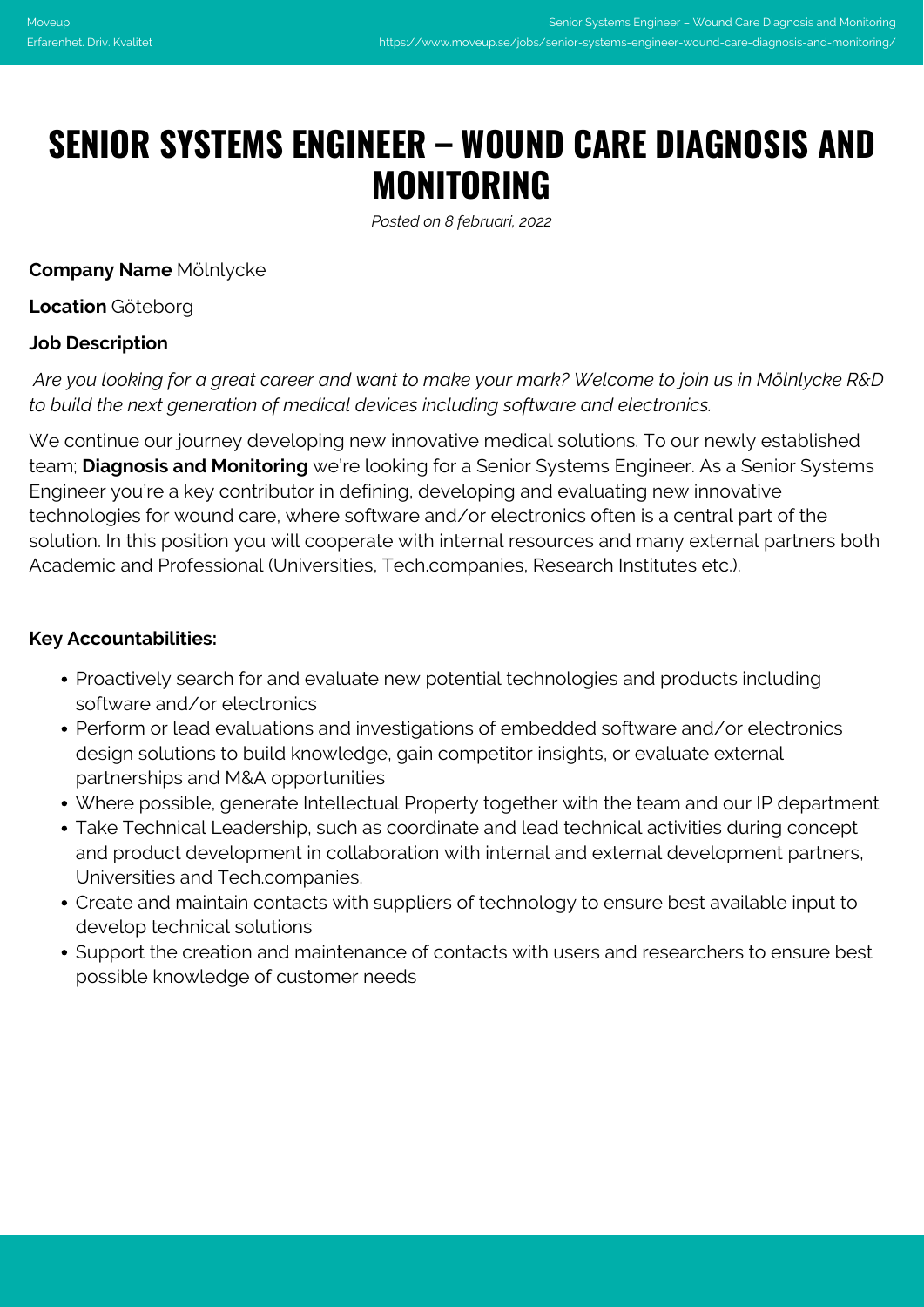# SENIOR SYSTEMS ENGINEER – WOUND CARE DIAGNOSIS AND MONITORING

*Posted on 8 februari, 2022*

**Company Name** Mölnlycke

**Location** Göteborg

**Job Description**

*Are you looking for a great career and want to make your mark? Welcome to join us in Mölnlycke R&D to build the next generation of medical devices including software and electronics.*

We continue our journey developing new innovative medical solutions. To our newly established team; **Diagnosis and Monitoring** we're looking for a Senior Systems Engineer. As a Senior Systems Engineer you're a key contributor in defining, developing and evaluating new innovative technologies for wound care, where software and/or electronics often is a central part of the solution. In this position you will cooperate with internal resources and many external partners both Academic and Professional (Universities, Tech.companies, Research Institutes etc.).

**Key Accountabilities:**

- Proactively search for and evaluate new potential technologies and products including software and/or electronics
- Perform or lead evaluations and investigations of embedded software and/or electronics design solutions to build knowledge, gain competitor insights, or evaluate external partnerships and M&A opportunities
- Where possible, generate Intellectual Property together with the team and our IP department
- Take Technical Leadership, such as coordinate and lead technical activities during concept and product development in collaboration with internal and external development partners, Universities and Tech.companies.
- Create and maintain contacts with suppliers of technology to ensure best available input to develop technical solutions
- Support the creation and maintenance of contacts with users and researchers to ensure best possible knowledge of customer needs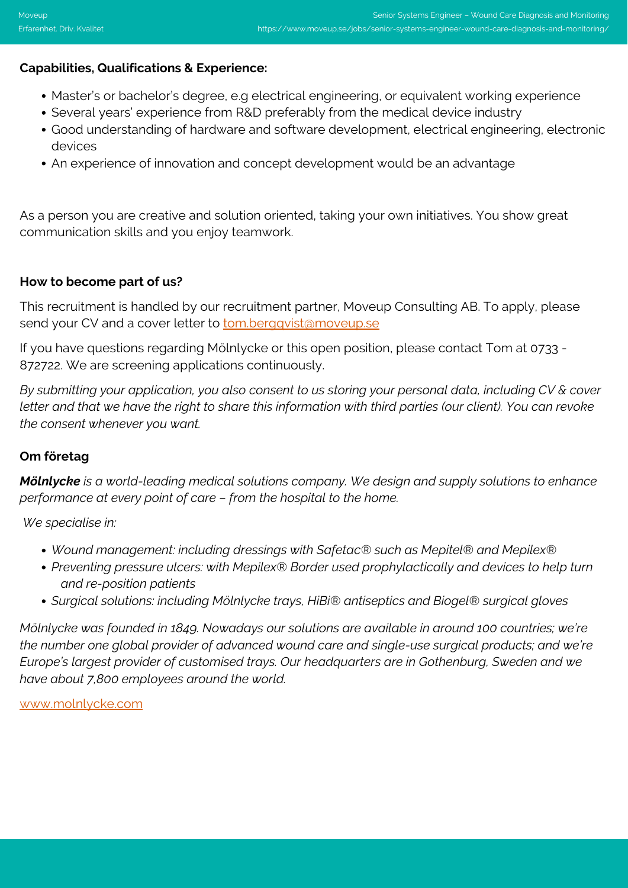**Capabilities, Qualifications & Experience:**

- Master's or bachelor's degree, e.g electrical engineering, or equivalent working experience
- Several years' experience from R&D preferably from the medical device industry
- Good understanding of hardware and software development, electrical engineering, electronic devices
- An experience of innovation and concept development would be an advantage

As a person you are creative and solution oriented, taking your own initiatives. You show great communication skills and you enjoy teamwork.

**How to become part of us?**

This recruitment is handled by our recruitment partner, Moveup Consulting AB. To apply, please send your CV and a cover letter to tom.bergqvist@moveup.se

If you have questions regarding Mölnlycke or this open position, please contact Tom at 0733 - 872722. We are screening applications continuously.

*By submitting your application, you also consent to us storing your personal data, including CV & cover letter and that we have the right to share this information with third parties (our client). You can revoke the consent whenever you want.*

**Om företag**

***Mölnlycke*** *is a world-leading medical solutions company. We design and supply solutions to enhance performance at every point of care – from the hospital to the home.*

*We specialise in:*

- *Wound management: including dressings with Safetac® such as Mepitel® and Mepilex®*
- *Preventing pressure ulcers: with Mepilex® Border used prophylactically and devices to help turn and re-position patients*
- *Surgical solutions: including Mölnlycke trays, HiBi® antiseptics and Biogel® surgical gloves*

*Mölnlycke was founded in 1849. Nowadays our solutions are available in around 100 countries; we're the number one global provider of advanced wound care and single-use surgical products; and we're Europe's largest provider of customised trays. Our headquarters are in Gothenburg, Sweden and we have about 7,800 employees around the world.*

www.molnlycke.com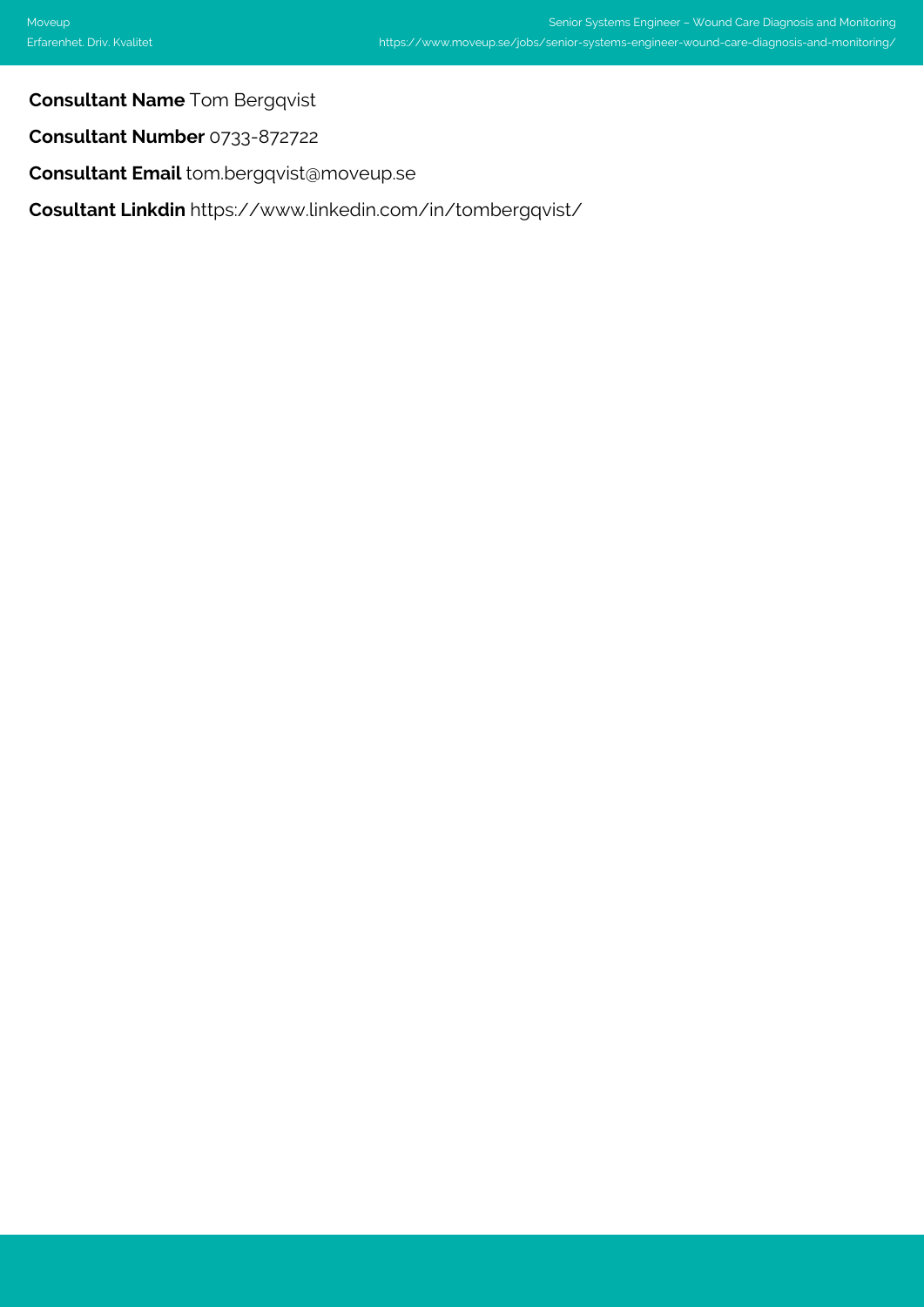**Consultant Name** Tom Bergqvist

**Consultant Number** 0733-872722

**Consultant Email** tom.bergqvist@moveup.se

**Cosultant Linkdin** https://www.linkedin.com/in/tombergqvist/